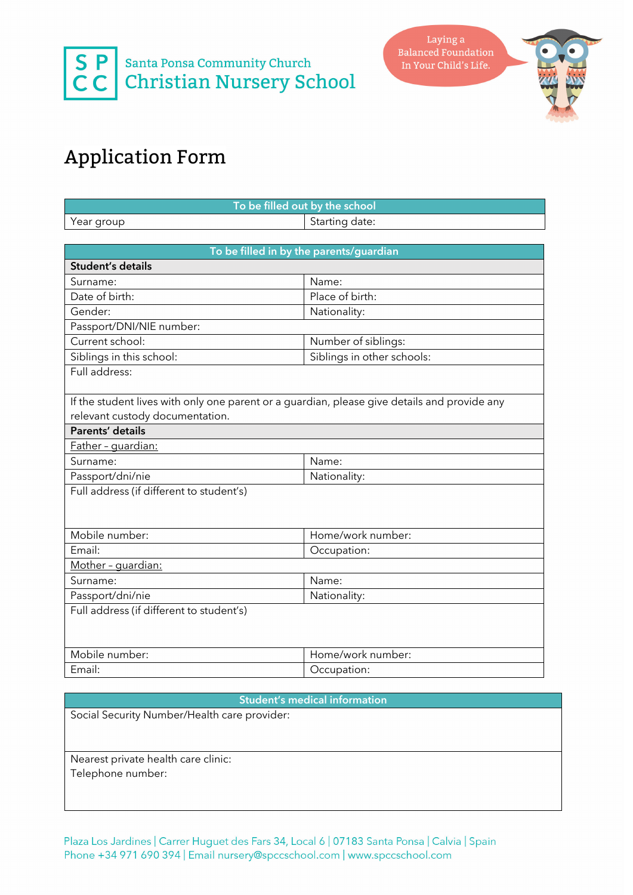Santa Ponsa Community Church
Christian Nursery School

Laying a Balanced Foundation In Your Child's Life.

# Application Form

| To be filled out by the school | |
|---|---|
| Year group | Starting date: |

| To be filled in by the parents/guardian | |
|---|---|
| **Student's details** | |
| Surname: | Name: |
| Date of birth: | Place of birth: |
| Gender: | Nationality: |
| Passport/DNI/NIE number: | |
| Current school: | Number of siblings: |
| Siblings in this school: | Siblings in other schools: |
| Full address: | |
| If the student lives with only one parent or a guardian, please give details and provide any relevant custody documentation. | |
| **Parents' details** | |
| Father – guardian: | |
| Surname: | Name: |
| Passport/dni/nie | Nationality: |
| Full address (if different to student's) | |
| Mobile number: | Home/work number: |
| Email: | Occupation: |
| Mother – guardian: | |
| Surname: | Name: |
| Passport/dni/nie | Nationality: |
| Full address (if different to student's) | |
| Mobile number: | Home/work number: |
| Email: | Occupation: |

| Student's medical information |
|---|
| Social Security Number/Health care provider: |
| Nearest private health care clinic:<br>Telephone number: |

Plaza Los Jardines | Carrer Huguet des Fars 34, Local 6 | 07183 Santa Ponsa | Calvia | Spain
Phone +34 971 690 394 | Email nursery@spccschool.com | www.spccschool.com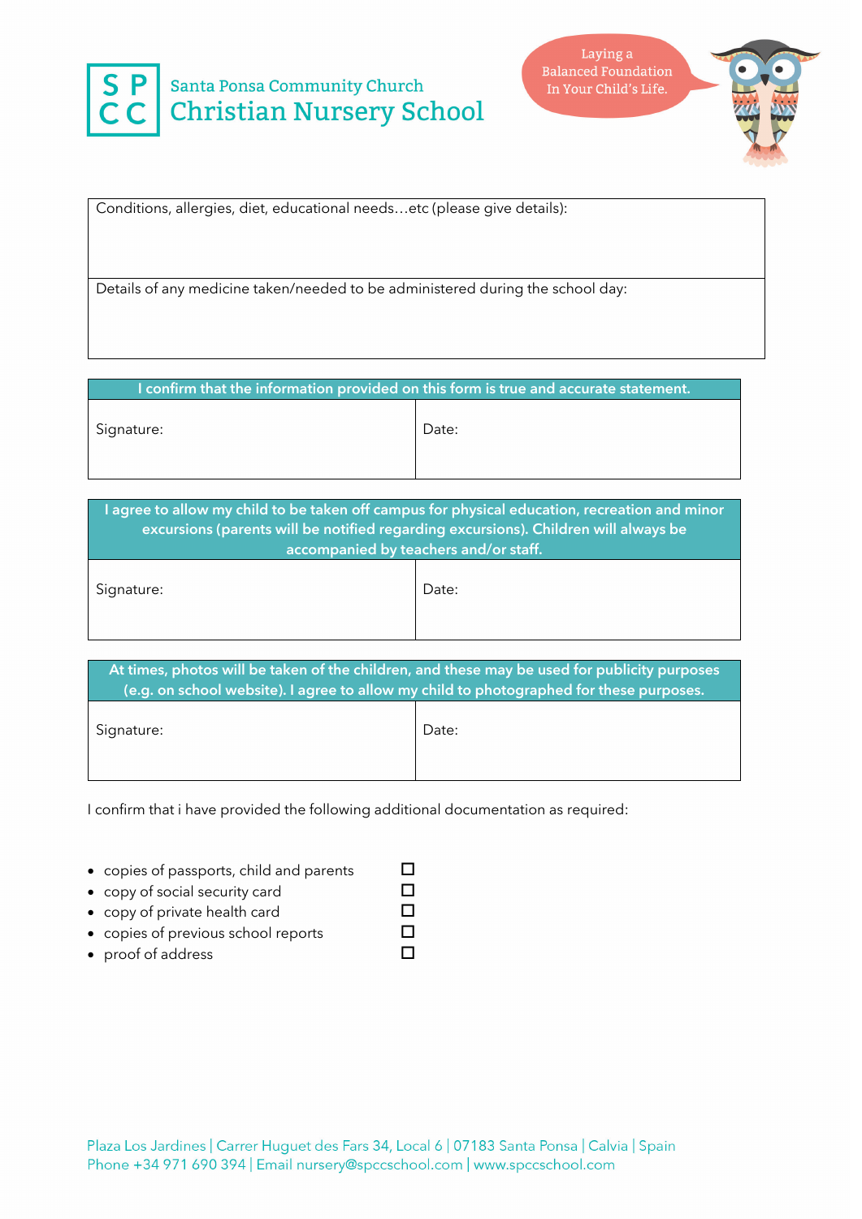Santa Ponsa Community Church
# Christian Nursery School

Laying a Balanced Foundation In Your Child's Life.

| Conditions, allergies, diet, educational needs…etc (please give details): |
|---|
| Details of any medicine taken/needed to be administered during the school day: |

| I confirm that the information provided on this form is true and accurate statement. | |
|---|---|
| Signature: | Date: |

| I agree to allow my child to be taken off campus for physical education, recreation and minor excursions (parents will be notified regarding excursions). Children will always be accompanied by teachers and/or staff. | |
|---|---|
| Signature: | Date: |

| At times, photos will be taken of the children, and these may be used for publicity purposes (e.g. on school website). I agree to allow my child to photographed for these purposes. | |
|---|---|
| Signature: | Date: |

I confirm that i have provided the following additional documentation as required:

- copies of passports, child and parents ☐
- copy of social security card ☐
- copy of private health card ☐
- copies of previous school reports ☐
- proof of address ☐

Plaza Los Jardines | Carrer Huguet des Fars 34, Local 6 | 07183 Santa Ponsa | Calvia | Spain
Phone +34 971 690 394 | Email nursery@spccschool.com | www.spccschool.com